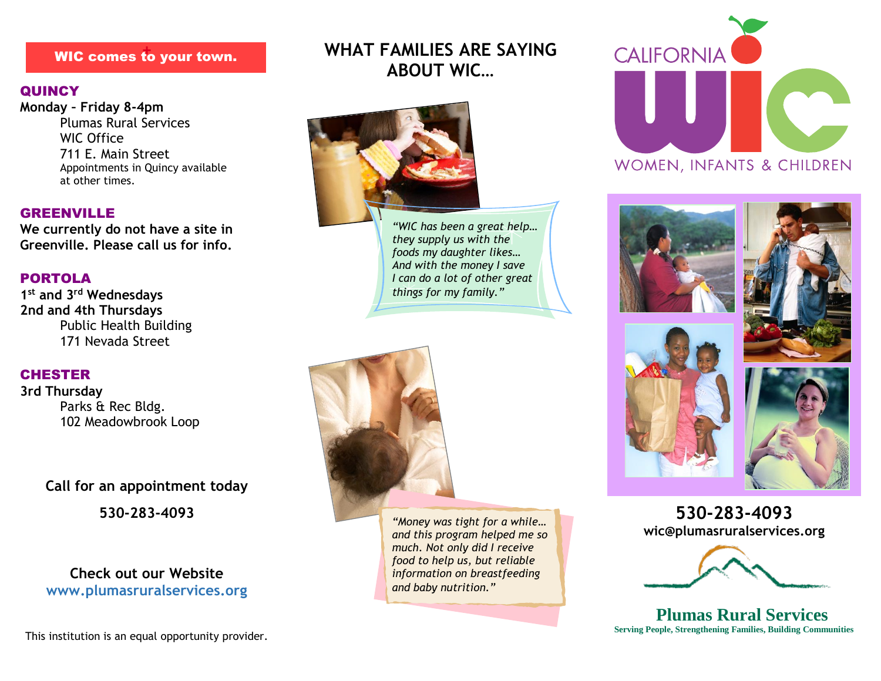**WIC comes to your town.**

## QUINCY

**Monday – Friday 8-4pm**

Plumas Rural Services
WIC Office
711 E. Main Street
Appointments in Quincy available at other times.

## GREENVILLE

**We currently do not have a site in Greenville. Please call us for info.**

## PORTOLA

**1st and 3rd Wednesdays**
**2nd and 4th Thursdays**

Public Health Building
171 Nevada Street

## CHESTER

**3rd Thursday**

Parks & Rec Bldg.
102 Meadowbrook Loop

**Call for an appointment today**

**530-283-4093**

**Check out our Website**
**www.plumasruralservices.org**

This institution is an equal opportunity provider.

## WHAT FAMILIES ARE SAYING ABOUT WIC…

*"WIC has been a great help… they supply us with the foods my daughter likes… And with the money I save I can do a lot of other great things for my family."*

*"Money was tight for a while… and this program helped me so much. Not only did I receive food to help us, but reliable information on breastfeeding and baby nutrition."*

# CALIFORNIA WIC

WOMEN, INFANTS & CHILDREN

**530-283-4093**
**wic@plumasruralservices.org**

**Plumas Rural Services**
**Serving People, Strengthening Families, Building Communities**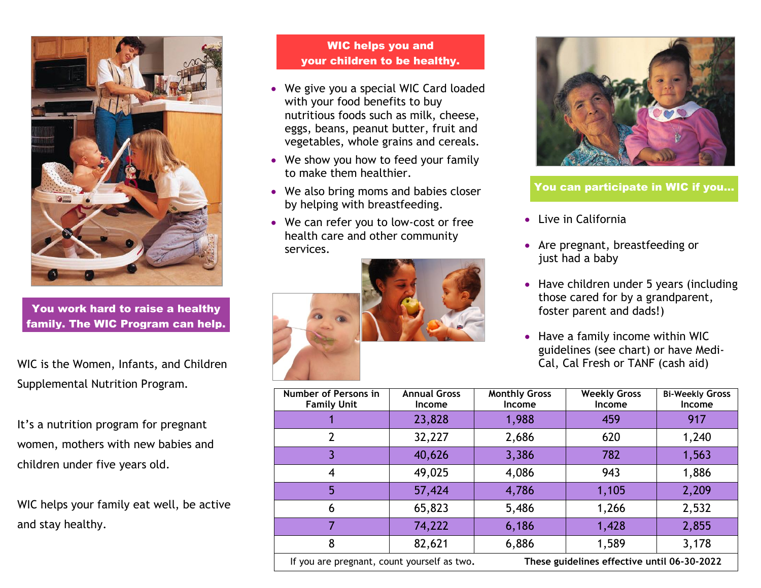## You work hard to raise a healthy family. The WIC Program can help.

WIC is the Women, Infants, and Children Supplemental Nutrition Program.

It's a nutrition program for pregnant women, mothers with new babies and children under five years old.

WIC helps your family eat well, be active and stay healthy.

## WIC helps you and your children to be healthy.

- We give you a special WIC Card loaded with your food benefits to buy nutritious foods such as milk, cheese, eggs, beans, peanut butter, fruit and vegetables, whole grains and cereals.
- We show you how to feed your family to make them healthier.
- We also bring moms and babies closer by helping with breastfeeding.
- We can refer you to low-cost or free health care and other community services.

## You can participate in WIC if you...

- Live in California
- Are pregnant, breastfeeding or just had a baby
- Have children under 5 years (including those cared for by a grandparent, foster parent and dads!)
- Have a family income within WIC guidelines (see chart) or have Medi-Cal, Cal Fresh or TANF (cash aid)

| Number of Persons in Family Unit | Annual Gross Income | Monthly Gross Income | Weekly Gross Income | Bi-Weekly Gross Income |
|---|---|---|---|---|
| 1 | 23,828 | 1,988 | 459 | 917 |
| 2 | 32,227 | 2,686 | 620 | 1,240 |
| 3 | 40,626 | 3,386 | 782 | 1,563 |
| 4 | 49,025 | 4,086 | 943 | 1,886 |
| 5 | 57,424 | 4,786 | 1,105 | 2,209 |
| 6 | 65,823 | 5,486 | 1,266 | 2,532 |
| 7 | 74,222 | 6,186 | 1,428 | 2,855 |
| 8 | 82,621 | 6,886 | 1,589 | 3,178 |

If you are pregnant, count yourself as two. **These guidelines effective until 06-30-2022**